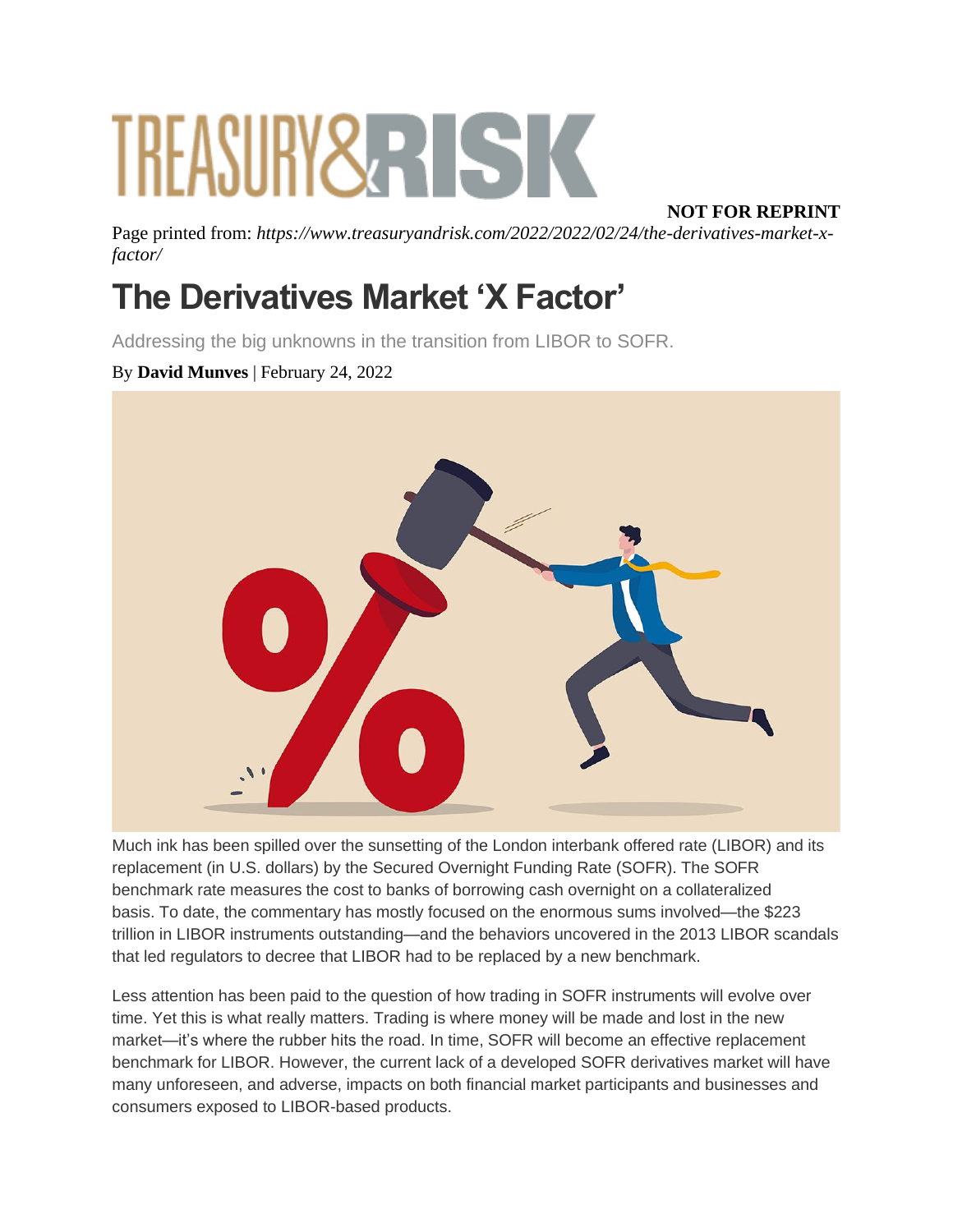NOT FOR REPRINT

Page printed from: *https://www.treasuryandrisk.com/2022/2022/02/24/the-derivatives-market-x-factor/*

# The Derivatives Market 'X Factor'

Addressing the big unknowns in the transition from LIBOR to SOFR.

By **David Munves** | February 24, 2022

Much ink has been spilled over the sunsetting of the London interbank offered rate (LIBOR) and its replacement (in U.S. dollars) by the Secured Overnight Funding Rate (SOFR). The SOFR benchmark rate measures the cost to banks of borrowing cash overnight on a collateralized basis. To date, the commentary has mostly focused on the enormous sums involved—the $223 trillion in LIBOR instruments outstanding—and the behaviors uncovered in the 2013 LIBOR scandals that led regulators to decree that LIBOR had to be replaced by a new benchmark.

Less attention has been paid to the question of how trading in SOFR instruments will evolve over time. Yet this is what really matters. Trading is where money will be made and lost in the new market—it's where the rubber hits the road. In time, SOFR will become an effective replacement benchmark for LIBOR. However, the current lack of a developed SOFR derivatives market will have many unforeseen, and adverse, impacts on both financial market participants and businesses and consumers exposed to LIBOR-based products.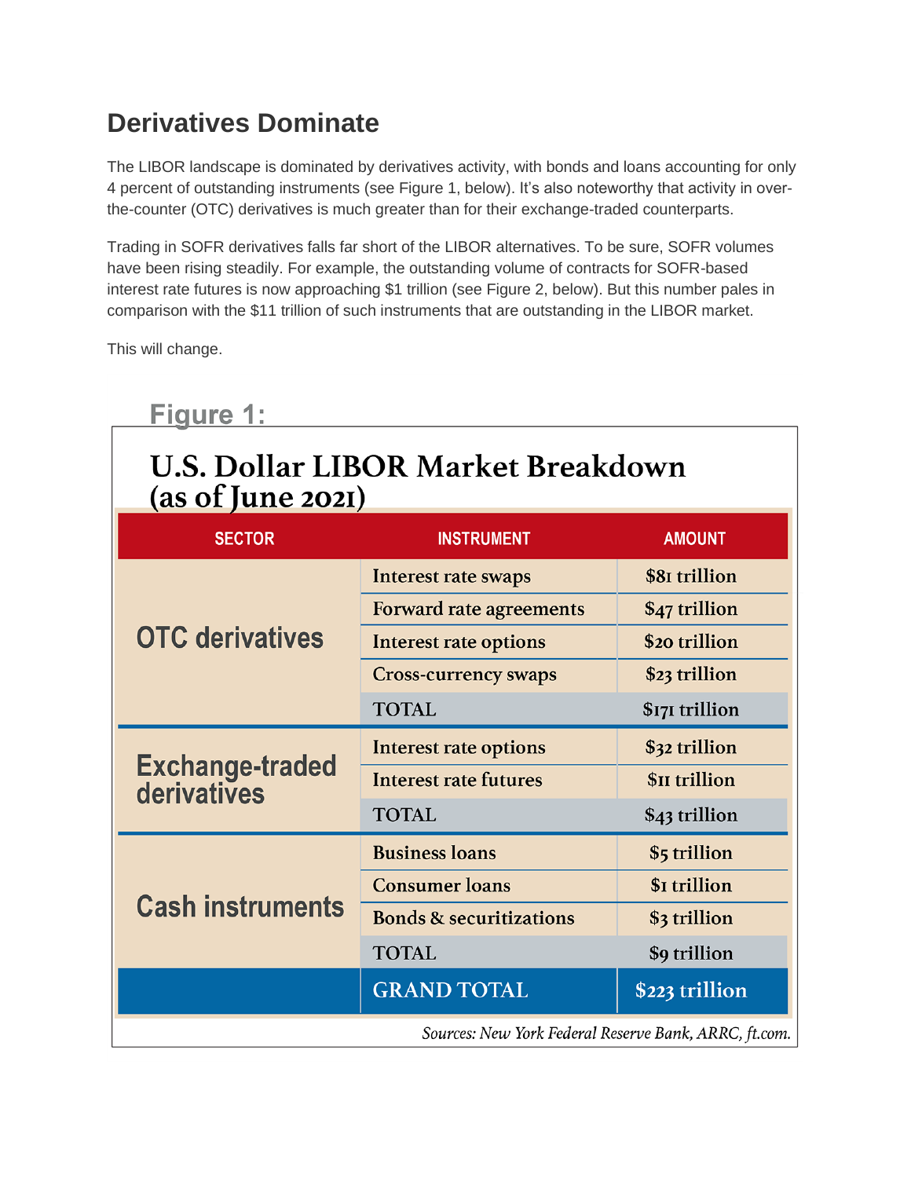## Derivatives Dominate

The LIBOR landscape is dominated by derivatives activity, with bonds and loans accounting for only 4 percent of outstanding instruments (see Figure 1, below). It's also noteworthy that activity in over-the-counter (OTC) derivatives is much greater than for their exchange-traded counterparts.

Trading in SOFR derivatives falls far short of the LIBOR alternatives. To be sure, SOFR volumes have been rising steadily. For example, the outstanding volume of contracts for SOFR-based interest rate futures is now approaching $1 trillion (see Figure 2, below). But this number pales in comparison with the $11 trillion of such instruments that are outstanding in the LIBOR market.

This will change.

**Figure 1:**

**U.S. Dollar LIBOR Market Breakdown (as of June 2021)**

| SECTOR | INSTRUMENT | AMOUNT |
|---|---|---|
| OTC derivatives | Interest rate swaps | $81 trillion |
| | Forward rate agreements | $47 trillion |
| | Interest rate options | $20 trillion |
| | Cross-currency swaps | $23 trillion |
| | TOTAL | $171 trillion |
| Exchange-traded derivatives | Interest rate options | $32 trillion |
| | Interest rate futures | $11 trillion |
| | TOTAL | $43 trillion |
| Cash instruments | Business loans | $5 trillion |
| | Consumer loans | $1 trillion |
| | Bonds & securitizations | $3 trillion |
| | TOTAL | $9 trillion |
| | GRAND TOTAL | $223 trillion |

*Sources: New York Federal Reserve Bank, ARRC, ft.com.*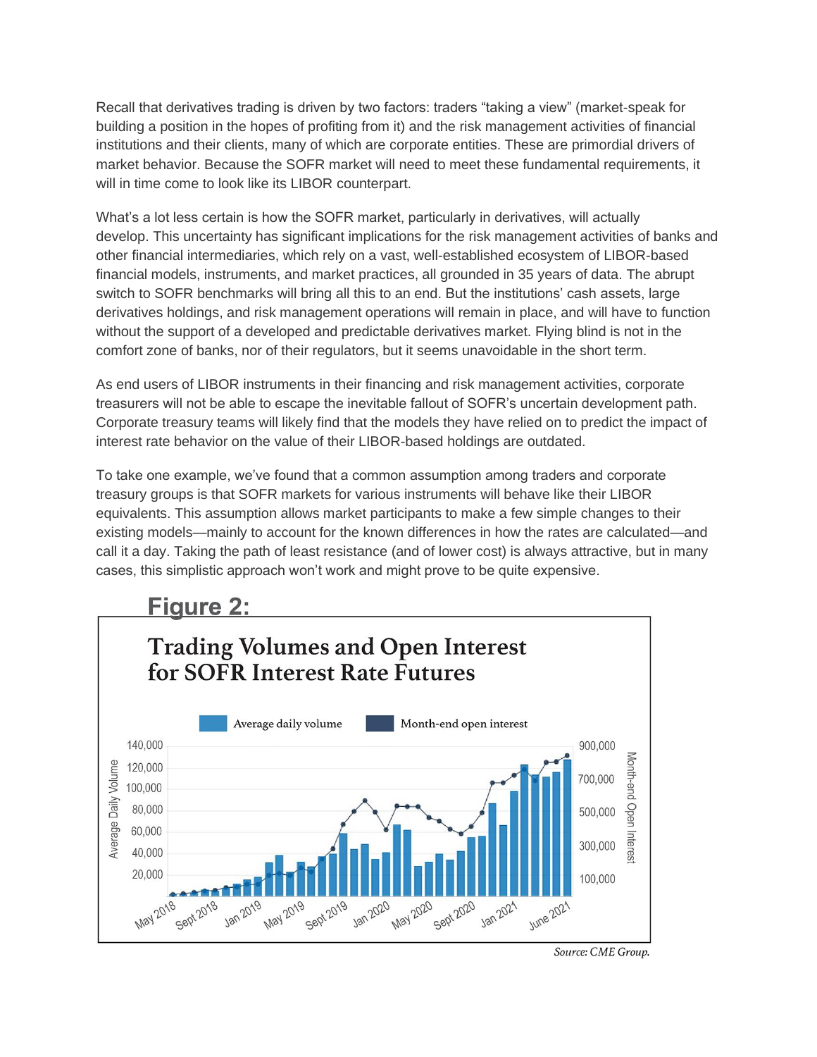Recall that derivatives trading is driven by two factors: traders "taking a view" (market-speak for building a position in the hopes of profiting from it) and the risk management activities of financial institutions and their clients, many of which are corporate entities. These are primordial drivers of market behavior. Because the SOFR market will need to meet these fundamental requirements, it will in time come to look like its LIBOR counterpart.

What's a lot less certain is how the SOFR market, particularly in derivatives, will actually develop. This uncertainty has significant implications for the risk management activities of banks and other financial intermediaries, which rely on a vast, well-established ecosystem of LIBOR-based financial models, instruments, and market practices, all grounded in 35 years of data. The abrupt switch to SOFR benchmarks will bring all this to an end. But the institutions' cash assets, large derivatives holdings, and risk management operations will remain in place, and will have to function without the support of a developed and predictable derivatives market. Flying blind is not in the comfort zone of banks, nor of their regulators, but it seems unavoidable in the short term.

As end users of LIBOR instruments in their financing and risk management activities, corporate treasurers will not be able to escape the inevitable fallout of SOFR's uncertain development path. Corporate treasury teams will likely find that the models they have relied on to predict the impact of interest rate behavior on the value of their LIBOR-based holdings are outdated.

To take one example, we've found that a common assumption among traders and corporate treasury groups is that SOFR markets for various instruments will behave like their LIBOR equivalents. This assumption allows market participants to make a few simple changes to their existing models—mainly to account for the known differences in how the rates are calculated—and call it a day. Taking the path of least resistance (and of lower cost) is always attractive, but in many cases, this simplistic approach won't work and might prove to be quite expensive.

## Figure 2:

### Trading Volumes and Open Interest for SOFR Interest Rate Futures

*Source: CME Group.*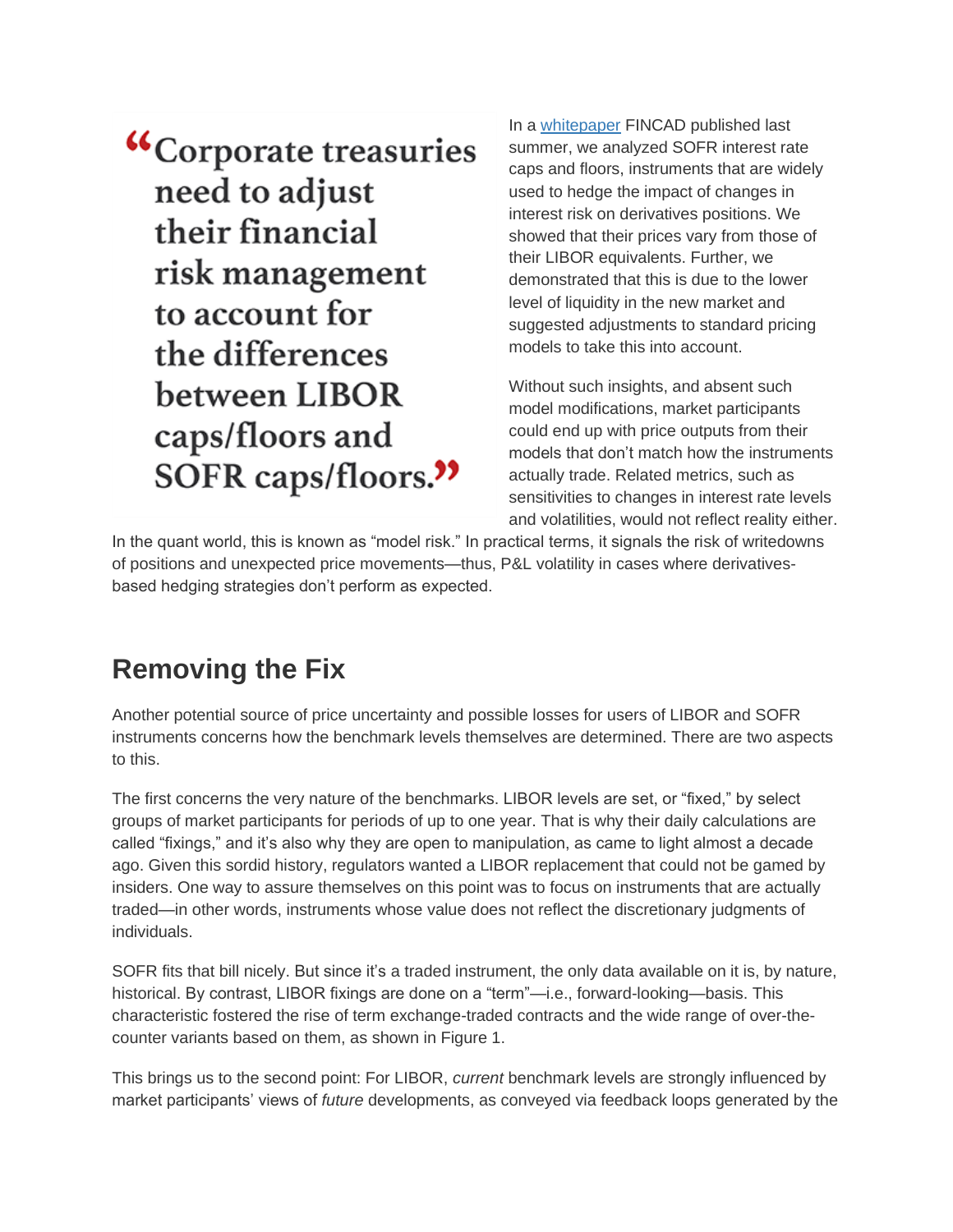> “Corporate treasuries need to adjust their financial risk management to account for the differences between LIBOR caps/floors and SOFR caps/floors.”

In a [whitepaper](whitepaper) FINCAD published last summer, we analyzed SOFR interest rate caps and floors, instruments that are widely used to hedge the impact of changes in interest risk on derivatives positions. We showed that their prices vary from those of their LIBOR equivalents. Further, we demonstrated that this is due to the lower level of liquidity in the new market and suggested adjustments to standard pricing models to take this into account.

Without such insights, and absent such model modifications, market participants could end up with price outputs from their models that don't match how the instruments actually trade. Related metrics, such as sensitivities to changes in interest rate levels and volatilities, would not reflect reality either. In the quant world, this is known as “model risk.” In practical terms, it signals the risk of writedowns of positions and unexpected price movements—thus, P&L volatility in cases where derivatives-based hedging strategies don't perform as expected.

## Removing the Fix

Another potential source of price uncertainty and possible losses for users of LIBOR and SOFR instruments concerns how the benchmark levels themselves are determined. There are two aspects to this.

The first concerns the very nature of the benchmarks. LIBOR levels are set, or “fixed,” by select groups of market participants for periods of up to one year. That is why their daily calculations are called “fixings,” and it's also why they are open to manipulation, as came to light almost a decade ago. Given this sordid history, regulators wanted a LIBOR replacement that could not be gamed by insiders. One way to assure themselves on this point was to focus on instruments that are actually traded—in other words, instruments whose value does not reflect the discretionary judgments of individuals.

SOFR fits that bill nicely. But since it's a traded instrument, the only data available on it is, by nature, historical. By contrast, LIBOR fixings are done on a “term”—i.e., forward-looking—basis. This characteristic fostered the rise of term exchange-traded contracts and the wide range of over-the-counter variants based on them, as shown in Figure 1.

This brings us to the second point: For LIBOR, *current* benchmark levels are strongly influenced by market participants' views of *future* developments, as conveyed via feedback loops generated by the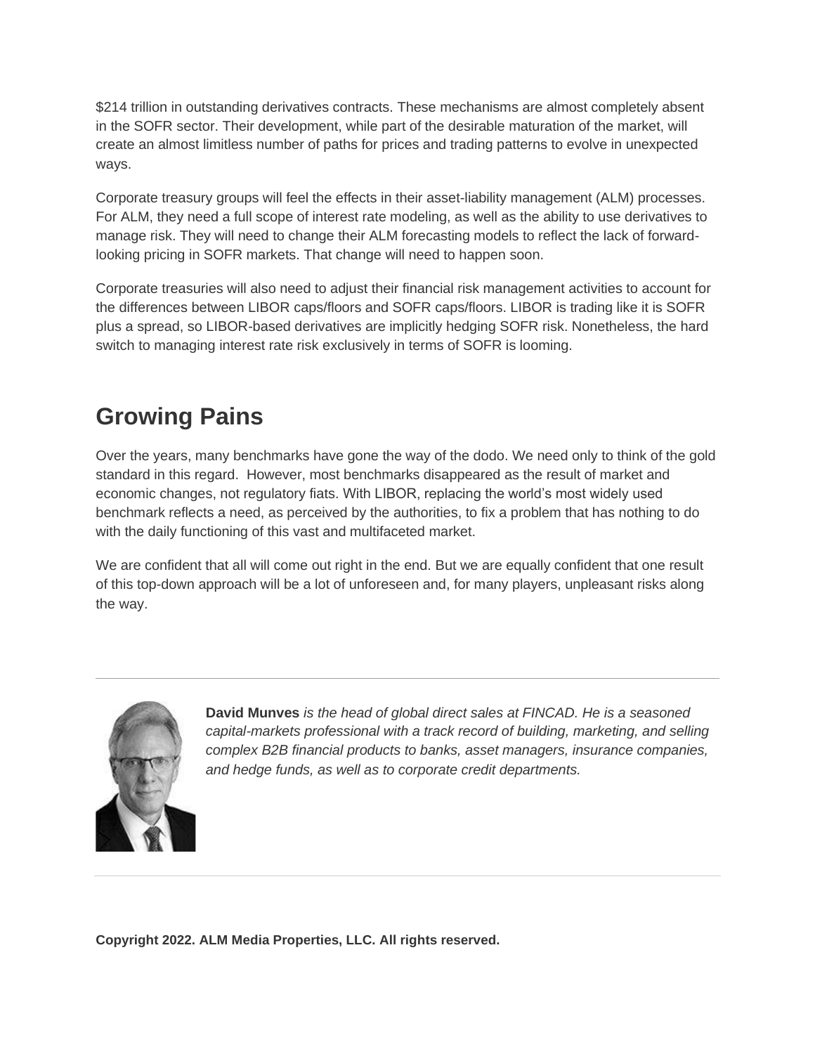$214 trillion in outstanding derivatives contracts. These mechanisms are almost completely absent in the SOFR sector. Their development, while part of the desirable maturation of the market, will create an almost limitless number of paths for prices and trading patterns to evolve in unexpected ways.

Corporate treasury groups will feel the effects in their asset-liability management (ALM) processes. For ALM, they need a full scope of interest rate modeling, as well as the ability to use derivatives to manage risk. They will need to change their ALM forecasting models to reflect the lack of forward-looking pricing in SOFR markets. That change will need to happen soon.

Corporate treasuries will also need to adjust their financial risk management activities to account for the differences between LIBOR caps/floors and SOFR caps/floors. LIBOR is trading like it is SOFR plus a spread, so LIBOR-based derivatives are implicitly hedging SOFR risk. Nonetheless, the hard switch to managing interest rate risk exclusively in terms of SOFR is looming.

## Growing Pains

Over the years, many benchmarks have gone the way of the dodo. We need only to think of the gold standard in this regard. However, most benchmarks disappeared as the result of market and economic changes, not regulatory fiats. With LIBOR, replacing the world's most widely used benchmark reflects a need, as perceived by the authorities, to fix a problem that has nothing to do with the daily functioning of this vast and multifaceted market.

We are confident that all will come out right in the end. But we are equally confident that one result of this top-down approach will be a lot of unforeseen and, for many players, unpleasant risks along the way.

---

**David Munves** *is the head of global direct sales at FINCAD. He is a seasoned capital-markets professional with a track record of building, marketing, and selling complex B2B financial products to banks, asset managers, insurance companies, and hedge funds, as well as to corporate credit departments.*

---

**Copyright 2022. ALM Media Properties, LLC. All rights reserved.**